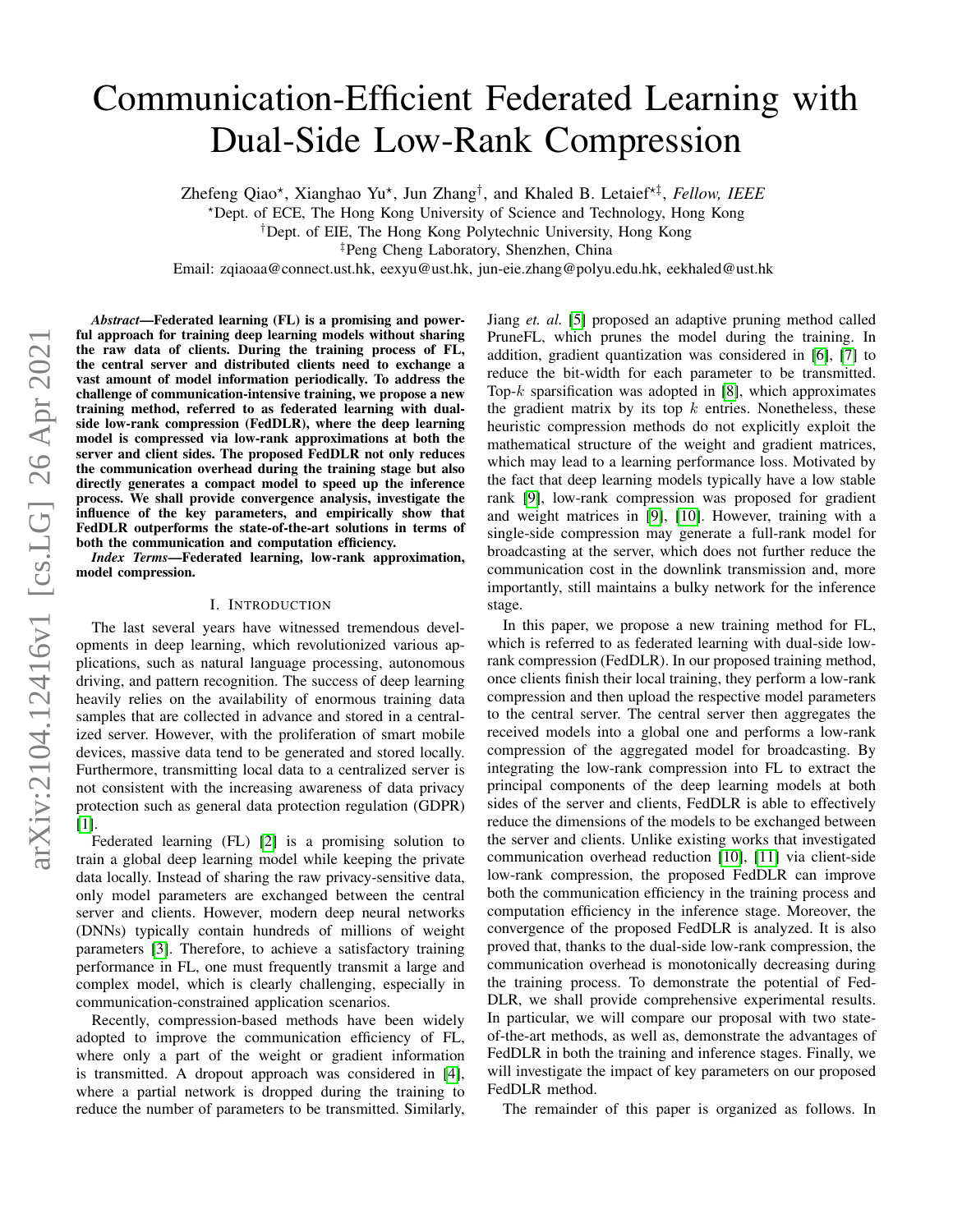# Communication-Efficient Federated Learning with Dual-Side Low-Rank Compression

Zhefeng Qiao*, Xianghao Yu*, Jun Zhang†, and Khaled B. Letaief*‡, *Fellow, IEEE*

*Dept. of ECE, The Hong Kong University of Science and Technology, Hong Kong

†Dept. of EIE, The Hong Kong Polytechnic University, Hong Kong

‡Peng Cheng Laboratory, Shenzhen, China

Email: zqiaoaa@connect.ust.hk, eexyu@ust.hk, jun-eie.zhang@polyu.edu.hk, eekhaled@ust.hk

***Abstract*—Federated learning (FL) is a promising and powerful approach for training deep learning models without sharing the raw data of clients. During the training process of FL, the central server and distributed clients need to exchange a vast amount of model information periodically. To address the challenge of communication-intensive training, we propose a new training method, referred to as federated learning with dual-side low-rank compression (FedDLR), where the deep learning model is compressed via low-rank approximations at both the server and client sides. The proposed FedDLR not only reduces the communication overhead during the training stage but also directly generates a compact model to speed up the inference process. We shall provide convergence analysis, investigate the influence of the key parameters, and empirically show that FedDLR outperforms the state-of-the-art solutions in terms of both the communication and computation efficiency.**

***Index Terms*—Federated learning, low-rank approximation, model compression.**

## I. Introduction

The last several years have witnessed tremendous developments in deep learning, which revolutionized various applications, such as natural language processing, autonomous driving, and pattern recognition. The success of deep learning heavily relies on the availability of enormous training data samples that are collected in advance and stored in a centralized server. However, with the proliferation of smart mobile devices, massive data tend to be generated and stored locally. Furthermore, transmitting local data to a centralized server is not consistent with the increasing awareness of data privacy protection such as general data protection regulation (GDPR) [1].

Federated learning (FL) [2] is a promising solution to train a global deep learning model while keeping the private data locally. Instead of sharing the raw privacy-sensitive data, only model parameters are exchanged between the central server and clients. However, modern deep neural networks (DNNs) typically contain hundreds of millions of weight parameters [3]. Therefore, to achieve a satisfactory training performance in FL, one must frequently transmit a large and complex model, which is clearly challenging, especially in communication-constrained application scenarios.

Recently, compression-based methods have been widely adopted to improve the communication efficiency of FL, where only a part of the weight or gradient information is transmitted. A dropout approach was considered in [4], where a partial network is dropped during the training to reduce the number of parameters to be transmitted. Similarly, Jiang *et. al.* [5] proposed an adaptive pruning method called PruneFL, which prunes the model during the training. In addition, gradient quantization was considered in [6], [7] to reduce the bit-width for each parameter to be transmitted. Top-$k$ sparsification was adopted in [8], which approximates the gradient matrix by its top $k$ entries. Nonetheless, these heuristic compression methods do not explicitly exploit the mathematical structure of the weight and gradient matrices, which may lead to a learning performance loss. Motivated by the fact that deep learning models typically have a low stable rank [9], low-rank compression was proposed for gradient and weight matrices in [9], [10]. However, training with a single-side compression may generate a full-rank model for broadcasting at the server, which does not further reduce the communication cost in the downlink transmission and, more importantly, still maintains a bulky network for the inference stage.

In this paper, we propose a new training method for FL, which is referred to as federated learning with dual-side low-rank compression (FedDLR). In our proposed training method, once clients finish their local training, they perform a low-rank compression and then upload the respective model parameters to the central server. The central server then aggregates the received models into a global one and performs a low-rank compression of the aggregated model for broadcasting. By integrating the low-rank compression into FL to extract the principal components of the deep learning models at both sides of the server and clients, FedDLR is able to effectively reduce the dimensions of the models to be exchanged between the server and clients. Unlike existing works that investigated communication overhead reduction [10], [11] via client-side low-rank compression, the proposed FedDLR can improve both the communication efficiency in the training process and computation efficiency in the inference stage. Moreover, the convergence of the proposed FedDLR is analyzed. It is also proved that, thanks to the dual-side low-rank compression, the communication overhead is monotonically decreasing during the training process. To demonstrate the potential of FedDLR, we shall provide comprehensive experimental results. In particular, we will compare our proposal with two state-of-the-art methods, as well as, demonstrate the advantages of FedDLR in both the training and inference stages. Finally, we will investigate the impact of key parameters on our proposed FedDLR method.

The remainder of this paper is organized as follows. In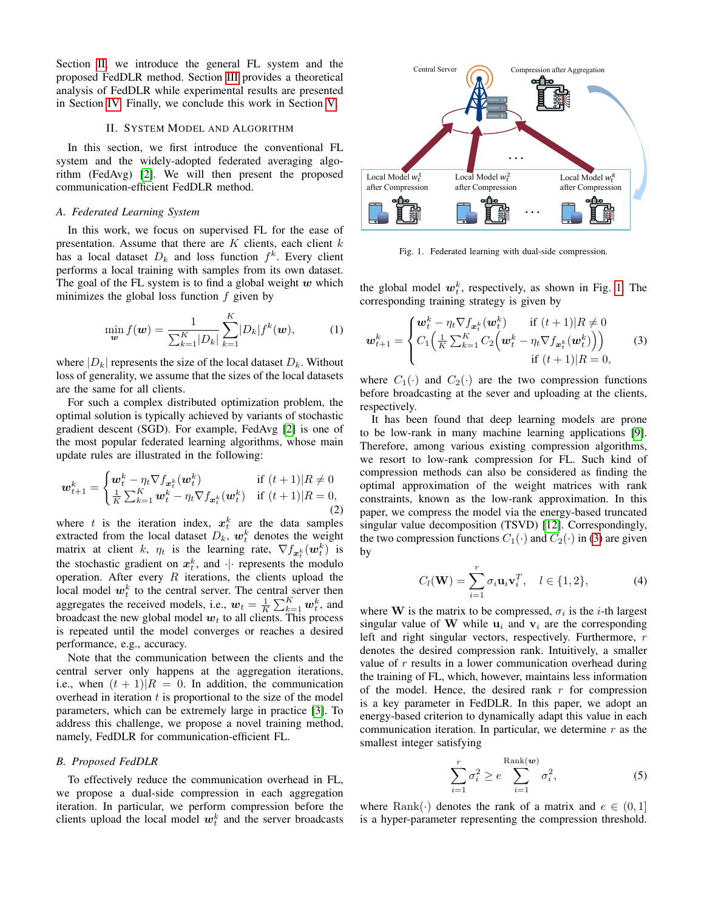Section II, we introduce the general FL system and the proposed FedDLR method. Section III provides a theoretical analysis of FedDLR while experimental results are presented in Section IV. Finally, we conclude this work in Section V.

## II. System Model and Algorithm

In this section, we first introduce the conventional FL system and the widely-adopted federated averaging algorithm (FedAvg) [2]. We will then present the proposed communication-efficient FedDLR method.

### A. Federated Learning System

In this work, we focus on supervised FL for the ease of presentation. Assume that there are $K$ clients, each client $k$ has a local dataset $D_k$ and loss function $f^k$. Every client performs a local training with samples from its own dataset. The goal of the FL system is to find a global weight $\boldsymbol{w}$ which minimizes the global loss function $f$ given by

$$\min_{\boldsymbol{w}} f(\boldsymbol{w}) = \frac{1}{\sum_{k=1}^{K} |D_k|} \sum_{k=1}^{K} |D_k| f^k(\boldsymbol{w}), \tag{1}$$

where $|D_k|$ represents the size of the local dataset $D_k$. Without loss of generality, we assume that the sizes of the local datasets are the same for all clients.

For such a complex distributed optimization problem, the optimal solution is typically achieved by variants of stochastic gradient descent (SGD). For example, FedAvg [2] is one of the most popular federated learning algorithms, whose main update rules are illustrated in the following:

$$\boldsymbol{w}_{t+1}^k = \begin{cases} \boldsymbol{w}_t^k - \eta_t \nabla f_{\boldsymbol{x}_t^k}(\boldsymbol{w}_t^k) & \text{if } (t+1)|R \neq 0 \\ \frac{1}{K}\sum_{k=1}^{K} \boldsymbol{w}_t^k - \eta_t \nabla f_{\boldsymbol{x}_t^k}(\boldsymbol{w}_t^k) & \text{if } (t+1)|R = 0, \end{cases} \tag{2}$$

where $t$ is the iteration index, $\boldsymbol{x}_t^k$ are the data samples extracted from the local dataset $D_k$, $\boldsymbol{w}_t^k$ denotes the weight matrix at client $k$, $\eta_t$ is the learning rate, $\nabla f_{\boldsymbol{x}_t^k}(\boldsymbol{w}_t^k)$ is the stochastic gradient on $\boldsymbol{x}_t^k$, and $\cdot|\cdot$ represents the modulo operation. After every $R$ iterations, the clients upload the local model $\boldsymbol{w}_t^k$ to the central server. The central server then aggregates the received models, i.e., $\boldsymbol{w}_t = \frac{1}{K}\sum_{k=1}^{K} \boldsymbol{w}_t^k$, and broadcast the new global model $\boldsymbol{w}_t$ to all clients. This process is repeated until the model converges or reaches a desired performance, e.g., accuracy.

Note that the communication between the clients and the central server only happens at the aggregation iterations, i.e., when $(t+1)|R = 0$. In addition, the communication overhead in iteration $t$ is proportional to the size of the model parameters, which can be extremely large in practice [3]. To address this challenge, we propose a novel training method, namely, FedDLR for communication-efficient FL.

### B. Proposed FedDLR

To effectively reduce the communication overhead in FL, we propose a dual-side compression in each aggregation iteration. In particular, we perform compression before the clients upload the local model $\boldsymbol{w}_t^k$ and the server broadcasts the global model $\boldsymbol{w}_t^k$, respectively, as shown in Fig. 1. The corresponding training strategy is given by

Fig. 1. Federated learning with dual-side compression.

$$\boldsymbol{w}_{t+1}^k = \begin{cases} \boldsymbol{w}_t^k - \eta_t \nabla f_{\boldsymbol{x}_t^k}(\boldsymbol{w}_t^k) & \text{if } (t+1)|R \neq 0 \\ C_1\Big(\frac{1}{K}\sum_{k=1}^{K} C_2\big(\boldsymbol{w}_t^k - \eta_t \nabla f_{\boldsymbol{x}_t^k}(\boldsymbol{w}_t^k)\big)\Big) & \\ & \text{if } (t+1)|R = 0, \end{cases} \tag{3}$$

where $C_1(\cdot)$ and $C_2(\cdot)$ are the two compression functions before broadcasting at the sever and uploading at the clients, respectively.

It has been found that deep learning models are prone to be low-rank in many machine learning applications [9]. Therefore, among various existing compression algorithms, we resort to low-rank compression for FL. Such kind of compression methods can also be considered as finding the optimal approximation of the weight matrices with rank constraints, known as the low-rank approximation. In this paper, we compress the model via the energy-based truncated singular value decomposition (TSVD) [12]. Correspondingly, the two compression functions $C_1(\cdot)$ and $C_2(\cdot)$ in (3) are given by

$$C_l(\mathbf{W}) = \sum_{i=1}^{r} \sigma_i \mathbf{u}_i \mathbf{v}_i^T, \quad l \in \{1, 2\}, \tag{4}$$

where $\mathbf{W}$ is the matrix to be compressed, $\sigma_i$ is the $i$-th largest singular value of $\mathbf{W}$ while $\mathbf{u}_i$ and $\mathbf{v}_i$ are the corresponding left and right singular vectors, respectively. Furthermore, $r$ denotes the desired compression rank. Intuitively, a smaller value of $r$ results in a lower communication overhead during the training of FL, which, however, maintains less information of the model. Hence, the desired rank $r$ for compression is a key parameter in FedDLR. In this paper, we adopt an energy-based criterion to dynamically adapt this value in each communication iteration. In particular, we determine $r$ as the smallest integer satisfying

$$\sum_{i=1}^{r} \sigma_i^2 \geq e \sum_{i=1}^{\text{Rank}(\boldsymbol{w})} \sigma_i^2, \tag{5}$$

where $\text{Rank}(\cdot)$ denotes the rank of a matrix and $e \in (0, 1]$ is a hyper-parameter representing the compression threshold.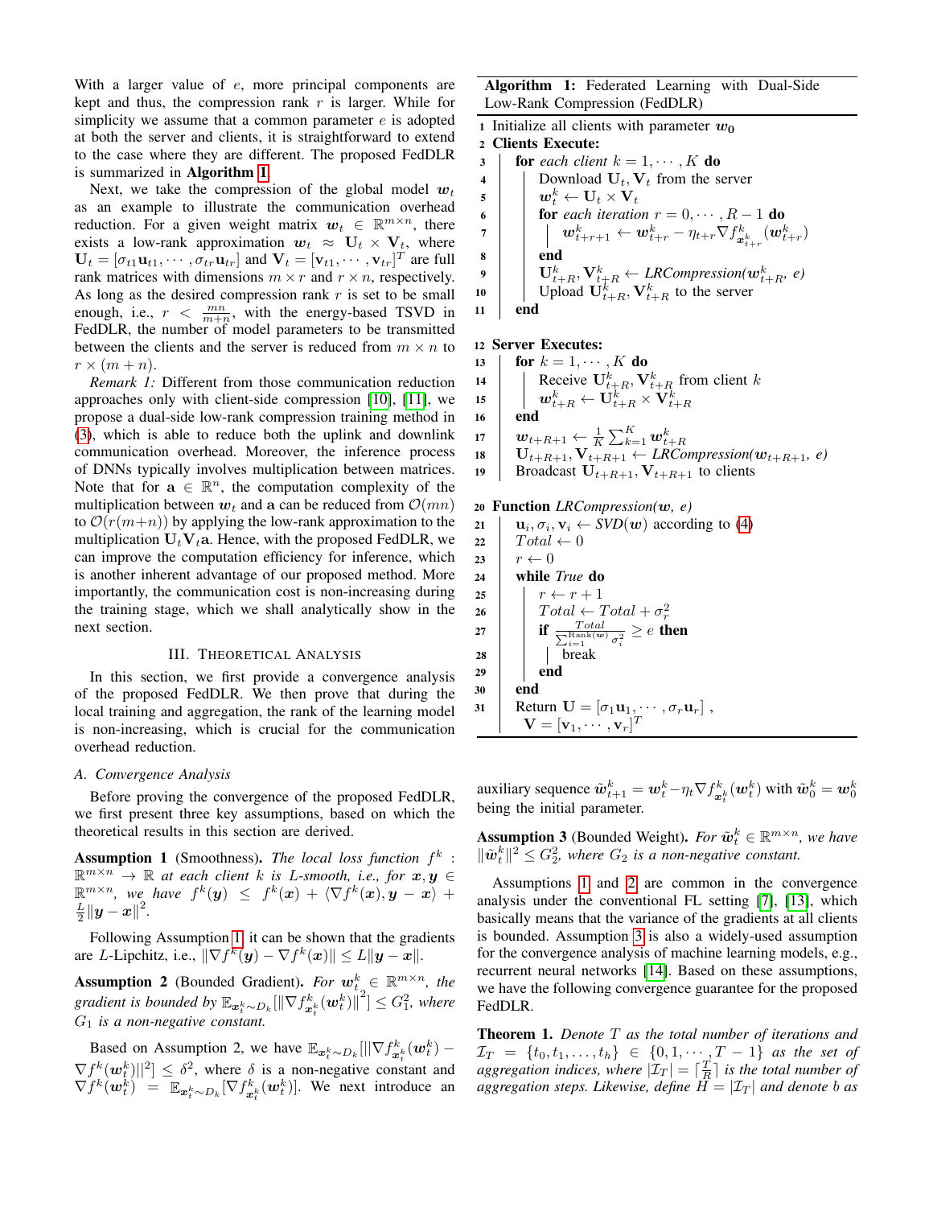With a larger value of $e$, more principal components are kept and thus, the compression rank $r$ is larger. While for simplicity we assume that a common parameter $e$ is adopted at both the server and clients, it is straightforward to extend to the case where they are different. The proposed FedDLR is summarized in **Algorithm 1**.

Next, we take the compression of the global model $\boldsymbol{w}_t$ as an example to illustrate the communication overhead reduction. For a given weight matrix $\boldsymbol{w}_t \in \mathbb{R}^{m\times n}$, there exists a low-rank approximation $\boldsymbol{w}_t \approx \mathbf{U}_t \times \mathbf{V}_t$, where $\mathbf{U}_t = [\sigma_{t1}\mathbf{u}_{t1}, \cdots, \sigma_{tr}\mathbf{u}_{tr}]$ and $\mathbf{V}_t = [\mathbf{v}_{t1}, \cdots, \mathbf{v}_{tr}]^T$ are full rank matrices with dimensions $m \times r$ and $r \times n$, respectively. As long as the desired compression rank $r$ is set to be small enough, i.e., $r < \frac{mn}{m+n}$, with the energy-based TSVD in FedDLR, the number of model parameters to be transmitted between the clients and the server is reduced from $m \times n$ to $r \times (m + n)$.

*Remark 1:* Different from those communication reduction approaches only with client-side compression [10], [11], we propose a dual-side low-rank compression training method in (3), which is able to reduce both the uplink and downlink communication overhead. Moreover, the inference process of DNNs typically involves multiplication between matrices. Note that for $\mathbf{a} \in \mathbb{R}^n$, the computation complexity of the multiplication between $\boldsymbol{w}_t$ and $\mathbf{a}$ can be reduced from $\mathcal{O}(mn)$ to $\mathcal{O}(r(m+n))$ by applying the low-rank approximation to the multiplication $\mathbf{U}_t\mathbf{V}_t\mathbf{a}$. Hence, with the proposed FedDLR, we can improve the computation efficiency for inference, which is another inherent advantage of our proposed method. More importantly, the communication cost is non-increasing during the training stage, which we shall analytically show in the next section.

**Algorithm 1:** Federated Learning with Dual-Side Low-Rank Compression (FedDLR)

```
1  Initialize all clients with parameter w_0
2  Clients Execute:
3    for each client k = 1, ..., K do
4      Download U_t, V_t from the server
5      w_t^k ← U_t × V_t
6      for each iteration r = 0, ..., R − 1 do
7        w_{t+r+1}^k ← w_{t+r}^k − η_{t+r} ∇f^k_{x^k_{t+r}}(w_{t+r}^k)
8      end
9      U_{t+R}^k, V_{t+R}^k ← LRCompression(w_{t+R}^k, e)
10     Upload U_{t+R}^k, V_{t+R}^k to the server
11   end
12 Server Executes:
13   for k = 1, ..., K do
14     Receive U_{t+R}^k, V_{t+R}^k from client k
15     w_{t+R}^k ← U_{t+R}^k × V_{t+R}^k
16   end
17   w_{t+R+1} ← (1/K) Σ_{k=1}^{K} w_{t+R}^k
18   U_{t+R+1}, V_{t+R+1} ← LRCompression(w_{t+R+1}, e)
19   Broadcast U_{t+R+1}, V_{t+R+1} to clients
20 Function LRCompression(w, e)
21   u_i, σ_i, v_i ← SVD(w) according to (4)
22   Total ← 0
23   r ← 0
24   while True do
25     r ← r + 1
26     Total ← Total + σ_r^2
27     if Total / Σ_{i=1}^{Rank(w)} σ_i^2 ≥ e then
28       break
29     end
30   end
31   Return U = [σ_1 u_1, ..., σ_r u_r],
       V = [v_1, ..., v_r]^T
```

## III. Theoretical Analysis

In this section, we first provide a convergence analysis of the proposed FedDLR. We then prove that during the local training and aggregation, the rank of the learning model is non-increasing, which is crucial for the communication overhead reduction.

### *A. Convergence Analysis*

Before proving the convergence of the proposed FedDLR, we first present three key assumptions, based on which the theoretical results in this section are derived.

**Assumption 1** (Smoothness). *The local loss function $f^k : \mathbb{R}^{m\times n} \to \mathbb{R}$ at each client $k$ is $L$-smooth, i.e., for $\boldsymbol{x}, \boldsymbol{y} \in \mathbb{R}^{m\times n}$, we have $f^k(\boldsymbol{y}) \leq f^k(\boldsymbol{x}) + \langle \nabla f^k(\boldsymbol{x}), \boldsymbol{y} - \boldsymbol{x}\rangle + \frac{L}{2}\|\boldsymbol{y} - \boldsymbol{x}\|^2$.*

Following Assumption 1, it can be shown that the gradients are $L$-Lipchitz, i.e., $\|\nabla f^k(\boldsymbol{y}) - \nabla f^k(\boldsymbol{x})\| \leq L\|\boldsymbol{y} - \boldsymbol{x}\|$.

**Assumption 2** (Bounded Gradient). *For $\boldsymbol{w}_t^k \in \mathbb{R}^{m\times n}$, the gradient is bounded by $\mathbb{E}_{\boldsymbol{x}_t^k \sim D_k}[\|\nabla f^k_{\boldsymbol{x}_t^k}(\boldsymbol{w}_t^k)\|^2] \leq G_1^2$, where $G_1$ is a non-negative constant.*

Based on Assumption 2, we have $\mathbb{E}_{\boldsymbol{x}_t^k \sim D_k}[\|\nabla f^k_{\boldsymbol{x}_t^k}(\boldsymbol{w}_t^k) - \nabla f^k(\boldsymbol{w}_t^k)\|^2] \leq \delta^2$, where $\delta$ is a non-negative constant and $\nabla f^k(\boldsymbol{w}_t^k) = \mathbb{E}_{\boldsymbol{x}_t^k \sim D_k}[\nabla f^k_{\boldsymbol{x}_t^k}(\boldsymbol{w}_t^k)]$. We next introduce an auxiliary sequence $\tilde{\boldsymbol{w}}_{t+1}^k = \boldsymbol{w}_t^k - \eta_t \nabla f^k_{\boldsymbol{x}_t^k}(\boldsymbol{w}_t^k)$ with $\tilde{\boldsymbol{w}}_0^k = \boldsymbol{w}_0^k$ being the initial parameter.

**Assumption 3** (Bounded Weight). *For $\tilde{\boldsymbol{w}}_t^k \in \mathbb{R}^{m\times n}$, we have $\|\tilde{\boldsymbol{w}}_t^k\|^2 \leq G_2^2$, where $G_2$ is a non-negative constant.*

Assumptions 1 and 2 are common in the convergence analysis under the conventional FL setting [7], [13], which basically means that the variance of the gradients at all clients is bounded. Assumption 3 is also a widely-used assumption for the convergence analysis of machine learning models, e.g., recurrent neural networks [14]. Based on these assumptions, we have the following convergence guarantee for the proposed FedDLR.

**Theorem 1.** *Denote $T$ as the total number of iterations and $\mathcal{I}_T = \{t_0, t_1, \ldots, t_h\} \in \{0, 1, \cdots, T-1\}$ as the set of aggregation indices, where $|\mathcal{I}_T| = \lceil \frac{T}{R} \rceil$ is the total number of aggregation steps. Likewise, define $H = |\mathcal{I}_T|$ and denote $b$ as*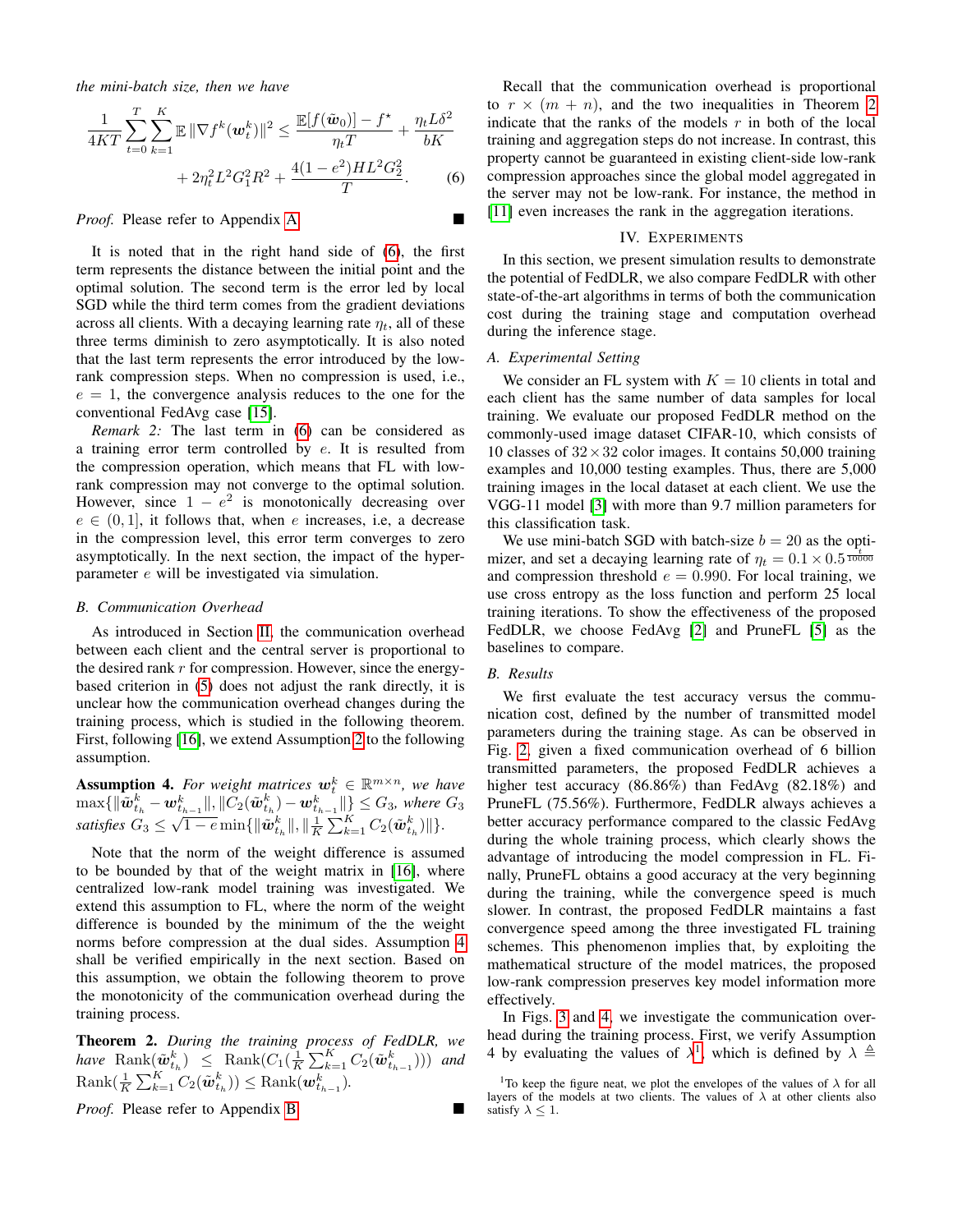*the mini-batch size, then we have*

$$\frac{1}{4KT}\sum_{t=0}^{T}\sum_{k=1}^{K}\mathbb{E}\,\|\nabla f^k(\boldsymbol{w}_t^k)\|^2 \leq \frac{\mathbb{E}[f(\tilde{\boldsymbol{w}}_0)]-f^\star}{\eta_t T}+\frac{\eta_t L\delta^2}{bK} + 2\eta_t^2L^2G_1^2R^2+\frac{4(1-e^2)HL^2G_2^2}{T}. \quad (6)$$

*Proof.* Please refer to Appendix A. ■

It is noted that in the right hand side of (6), the first term represents the distance between the initial point and the optimal solution. The second term is the error led by local SGD while the third term comes from the gradient deviations across all clients. With a decaying learning rate $\eta_t$, all of these three terms diminish to zero asymptotically. It is also noted that the last term represents the error introduced by the low-rank compression steps. When no compression is used, i.e., $e=1$, the convergence analysis reduces to the one for the conventional FedAvg case [15].

*Remark 2:* The last term in (6) can be considered as a training error term controlled by $e$. It is resulted from the compression operation, which means that FL with low-rank compression may not converge to the optimal solution. However, since $1-e^2$ is monotonically decreasing over $e\in(0,1]$, it follows that, when $e$ increases, i.e, a decrease in the compression level, this error term converges to zero asymptotically. In the next section, the impact of the hyper-parameter $e$ will be investigated via simulation.

### B. Communication Overhead

As introduced in Section II, the communication overhead between each client and the central server is proportional to the desired rank $r$ for compression. However, since the energy-based criterion in (5) does not adjust the rank directly, it is unclear how the communication overhead changes during the training process, which is studied in the following theorem. First, following [16], we extend Assumption 2 to the following assumption.

**Assumption 4.** *For weight matrices $\boldsymbol{w}_t^k\in\mathbb{R}^{m\times n}$, we have $\max\{\|\tilde{\boldsymbol{w}}_{t_h}^k-\boldsymbol{w}_{t_{h-1}}^k\|,\|C_2(\tilde{\boldsymbol{w}}_{t_h}^k)-\boldsymbol{w}_{t_{h-1}}^k\|\}\leq G_3$, where $G_3$ satisfies $G_3\leq\sqrt{1-e}\min\{\|\tilde{\boldsymbol{w}}_{t_h}^k\|,\|\frac{1}{K}\sum_{k=1}^{K}C_2(\tilde{\boldsymbol{w}}_{t_h}^k)\|\}$.*

Note that the norm of the weight difference is assumed to be bounded by that of the weight matrix in [16], where centralized low-rank model training was investigated. We extend this assumption to FL, where the norm of the weight difference is bounded by the minimum of the weight norms before compression at the dual sides. Assumption 4 shall be verified empirically in the next section. Based on this assumption, we obtain the following theorem to prove the monotonicity of the communication overhead during the training process.

**Theorem 2.** *During the training process of FedDLR, we have $\mathrm{Rank}(\tilde{\boldsymbol{w}}_{t_h}^k)\leq\mathrm{Rank}(C_1(\frac{1}{K}\sum_{k=1}^{K}C_2(\tilde{\boldsymbol{w}}_{t_{h-1}}^k)))$ and $\mathrm{Rank}(\frac{1}{K}\sum_{k=1}^{K}C_2(\tilde{\boldsymbol{w}}_{t_h}^k))\leq\mathrm{Rank}(\boldsymbol{w}_{t_{h-1}}^k)$.*

*Proof.* Please refer to Appendix B. ■

Recall that the communication overhead is proportional to $r\times(m+n)$, and the two inequalities in Theorem 2 indicate that the ranks of the models $r$ in both of the local training and aggregation steps do not increase. In contrast, this property cannot be guaranteed in existing client-side low-rank compression approaches since the global model aggregated in the server may not be low-rank. For instance, the method in [11] even increases the rank in the aggregation iterations.

## IV. Experiments

In this section, we present simulation results to demonstrate the potential of FedDLR, we also compare FedDLR with other state-of-the-art algorithms in terms of both the communication cost during the training stage and computation overhead during the inference stage.

### A. Experimental Setting

We consider an FL system with $K=10$ clients in total and each client has the same number of data samples for local training. We evaluate our proposed FedDLR method on the commonly-used image dataset CIFAR-10, which consists of 10 classes of $32\times32$ color images. It contains 50,000 training examples and 10,000 testing examples. Thus, there are 5,000 training images in the local dataset at each client. We use the VGG-11 model [3] with more than 9.7 million parameters for this classification task.

We use mini-batch SGD with batch-size $b=20$ as the optimizer, and set a decaying learning rate of $\eta_t=0.1\times0.5^{\frac{t}{10000}}$ and compression threshold $e=0.990$. For local training, we use cross entropy as the loss function and perform 25 local training iterations. To show the effectiveness of the proposed FedDLR, we choose FedAvg [2] and PruneFL [5] as the baselines to compare.

### B. Results

We first evaluate the test accuracy versus the communication cost, defined by the number of transmitted model parameters during the training stage. As can be observed in Fig. 2, given a fixed communication overhead of 6 billion transmitted parameters, the proposed FedDLR achieves a higher test accuracy (86.86%) than FedAvg (82.18%) and PruneFL (75.56%). Furthermore, FedDLR always achieves a better accuracy performance compared to the classic FedAvg during the whole training process, which clearly shows the advantage of introducing the model compression in FL. Finally, PruneFL obtains a good accuracy at the very beginning during the training, while the convergence speed is much slower. In contrast, the proposed FedDLR maintains a fast convergence speed among the three investigated FL training schemes. This phenomenon implies that, by exploiting the mathematical structure of the model matrices, the proposed low-rank compression preserves key model information more effectively.

In Figs. 3 and 4, we investigate the communication overhead during the training process. First, we verify Assumption 4 by evaluating the values of $\lambda$[1], which is defined by $\lambda\triangleq$

[1]To keep the figure neat, we plot the envelopes of the values of $\lambda$ for all layers of the models at two clients. The values of $\lambda$ at other clients also satisfy $\lambda\leq1$.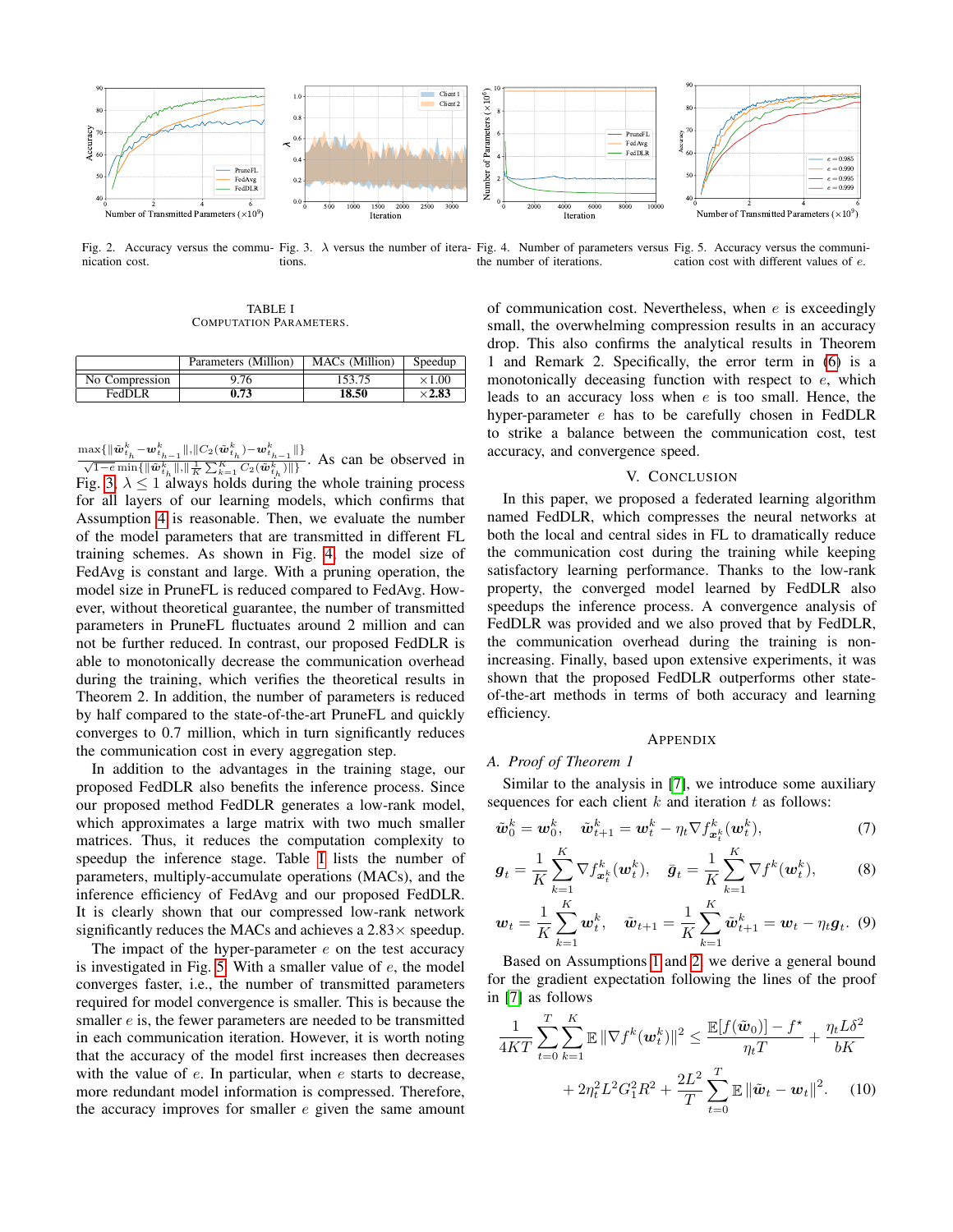Fig. 2. Accuracy versus the communication cost.

Fig. 3. $\lambda$ versus the number of iterations.

Fig. 4. Number of parameters versus the number of iterations.

Fig. 5. Accuracy versus the communication cost with different values of $e$.

TABLE I
COMPUTATION PARAMETERS.

| | Parameters (Million) | MACs (Million) | Speedup |
|---|---|---|---|
| No Compression | 9.76 | 153.75 | $\times$1.00 |
| FedDLR | **0.73** | **18.50** | $\times$**2.83** |

$\frac{\max\{\|\tilde{\boldsymbol{w}}_{t_h}^k - \boldsymbol{w}_{t_{h-1}}^k\|, \|C_2(\tilde{\boldsymbol{w}}_{t_h}^k) - \boldsymbol{w}_{t_{h-1}}^k\|\}}{\sqrt{1-e}\min\{\|\tilde{\boldsymbol{w}}_{t_h}^k\|, \|\frac{1}{K}\sum_{k=1}^K C_2(\tilde{\boldsymbol{w}}_{t_h}^k)\|\}}$. As can be observed in Fig. 3, $\lambda \leq 1$ always holds during the whole training process for all layers of our learning models, which confirms that Assumption 4 is reasonable. Then, we evaluate the number of the model parameters that are transmitted in different FL training schemes. As shown in Fig. 4, the model size of FedAvg is constant and large. With a pruning operation, the model size in PruneFL is reduced compared to FedAvg. However, without theoretical guarantee, the number of transmitted parameters in PruneFL fluctuates around 2 million and can not be further reduced. In contrast, our proposed FedDLR is able to monotonically decrease the communication overhead during the training, which verifies the theoretical results in Theorem 2. In addition, the number of parameters is reduced by half compared to the state-of-the-art PruneFL and quickly converges to 0.7 million, which in turn significantly reduces the communication cost in every aggregation step.

In addition to the advantages in the training stage, our proposed FedDLR also benefits the inference process. Since our proposed method FedDLR generates a low-rank model, which approximates a large matrix with two much smaller matrices. Thus, it reduces the computation complexity to speedup the inference stage. Table I lists the number of parameters, multiply-accumulate operations (MACs), and the inference efficiency of FedAvg and our proposed FedDLR. It is clearly shown that our compressed low-rank network significantly reduces the MACs and achieves a 2.83$\times$ speedup.

The impact of the hyper-parameter $e$ on the test accuracy is investigated in Fig. 5. With a smaller value of $e$, the model converges faster, i.e., the number of transmitted parameters required for model convergence is smaller. This is because the smaller $e$ is, the fewer parameters are needed to be transmitted in each communication iteration. However, it is worth noting that the accuracy of the model first increases then decreases with the value of $e$. In particular, when $e$ starts to decrease, more redundant model information is compressed. Therefore, the accuracy improves for smaller $e$ given the same amount of communication cost. Nevertheless, when $e$ is exceedingly small, the overwhelming compression results in an accuracy drop. This also confirms the analytical results in Theorem 1 and Remark 2. Specifically, the error term in (6) is a monotonically deceasing function with respect to $e$, which leads to an accuracy loss when $e$ is too small. Hence, the hyper-parameter $e$ has to be carefully chosen in FedDLR to strike a balance between the communication cost, test accuracy, and convergence speed.

## V. CONCLUSION

In this paper, we proposed a federated learning algorithm named FedDLR, which compresses the neural networks at both the local and central sides in FL to dramatically reduce the communication cost during the training while keeping satisfactory learning performance. Thanks to the low-rank property, the converged model learned by FedDLR also speedups the inference process. A convergence analysis of FedDLR was provided and we also proved that by FedDLR, the communication overhead during the training is non-increasing. Finally, based upon extensive experiments, it was shown that the proposed FedDLR outperforms other state-of-the-art methods in terms of both accuracy and learning efficiency.

## APPENDIX

### A. *Proof of Theorem 1*

Similar to the analysis in [7], we introduce some auxiliary sequences for each client $k$ and iteration $t$ as follows:

$$\tilde{\boldsymbol{w}}_0^k = \boldsymbol{w}_0^k, \quad \tilde{\boldsymbol{w}}_{t+1}^k = \boldsymbol{w}_t^k - \eta_t \nabla f_{\boldsymbol{x}_t^k}^k(\boldsymbol{w}_t^k), \tag{7}$$

$$\boldsymbol{g}_t = \frac{1}{K}\sum_{k=1}^K \nabla f_{\boldsymbol{x}_t^k}^k(\boldsymbol{w}_t^k), \quad \bar{\boldsymbol{g}}_t = \frac{1}{K}\sum_{k=1}^K \nabla f^k(\boldsymbol{w}_t^k), \tag{8}$$

$$\boldsymbol{w}_t = \frac{1}{K}\sum_{k=1}^K \boldsymbol{w}_t^k, \quad \tilde{\boldsymbol{w}}_{t+1} = \frac{1}{K}\sum_{k=1}^K \tilde{\boldsymbol{w}}_{t+1}^k = \boldsymbol{w}_t - \eta_t \boldsymbol{g}_t. \tag{9}$$

Based on Assumptions 1 and 2, we derive a general bound for the gradient expectation following the lines of the proof in [7] as follows

$$\frac{1}{4KT}\sum_{t=0}^T\sum_{k=1}^K \mathbb{E}\|\nabla f^k(\boldsymbol{w}_t^k)\|^2 \leq \frac{\mathbb{E}[f(\tilde{\boldsymbol{w}}_0)] - f^\star}{\eta_t T} + \frac{\eta_t L \delta^2}{bK} + 2\eta_t^2 L^2 G_1^2 R^2 + \frac{2L^2}{T}\sum_{t=0}^T \mathbb{E}\|\tilde{\boldsymbol{w}}_t - \boldsymbol{w}_t\|^2. \tag{10}$$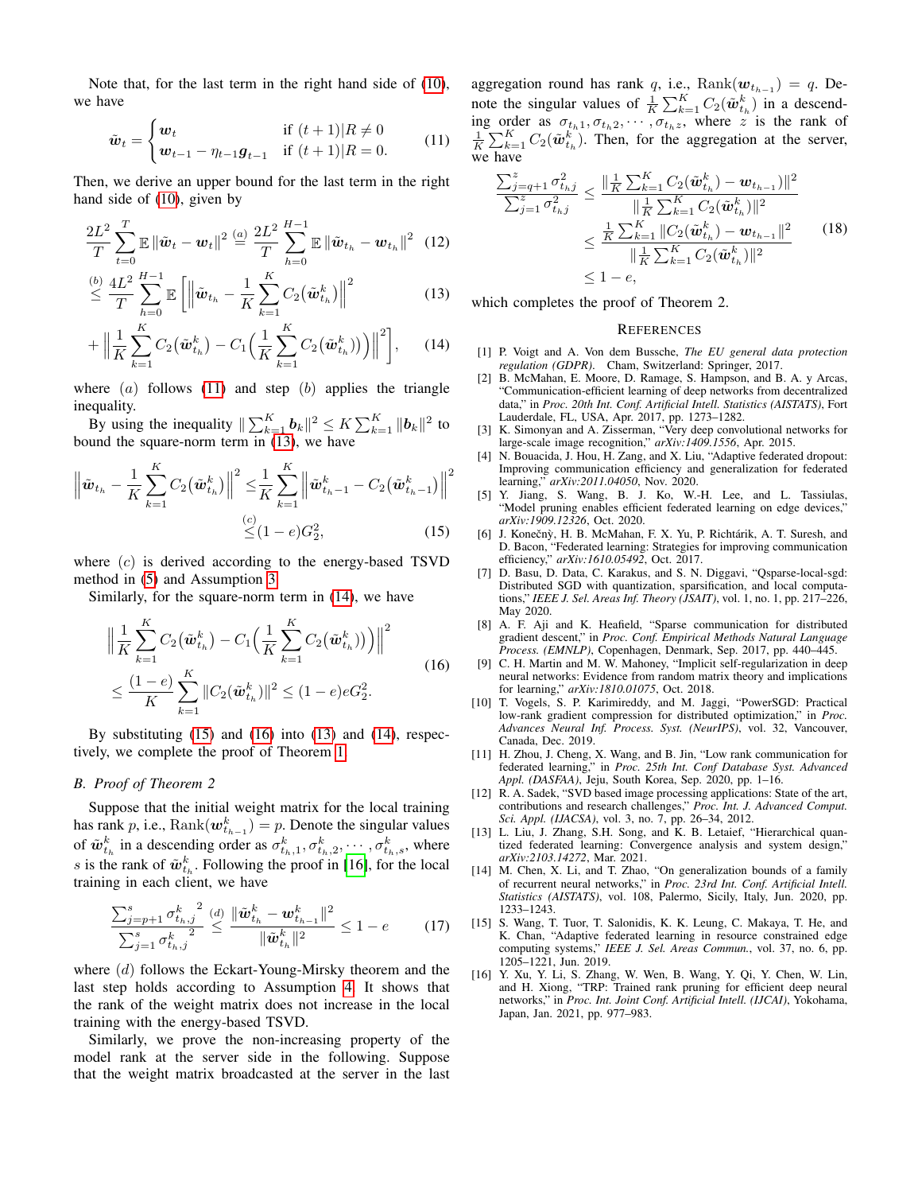Note that, for the last term in the right hand side of (10), we have

$$
\tilde{\boldsymbol{w}}_t = \begin{cases} \boldsymbol{w}_t & \text{if } (t+1)|R \neq 0 \\ \boldsymbol{w}_{t-1} - \eta_{t-1}\boldsymbol{g}_{t-1} & \text{if } (t+1)|R = 0. \end{cases} \tag{11}
$$

Then, we derive an upper bound for the last term in the right hand side of (10), given by

$$
\frac{2L^2}{T}\sum_{t=0}^{T}\mathbb{E}\|\tilde{\boldsymbol{w}}_t - \boldsymbol{w}_t\|^2 \overset{(a)}{=} \frac{2L^2}{T}\sum_{h=0}^{H-1}\mathbb{E}\|\tilde{\boldsymbol{w}}_{t_h} - \boldsymbol{w}_{t_h}\|^2 \tag{12}
$$

$$
\overset{(b)}{\leq} \frac{4L^2}{T}\sum_{h=0}^{H-1}\mathbb{E}\left[\left\|\tilde{\boldsymbol{w}}_{t_h} - \frac{1}{K}\sum_{k=1}^{K}C_2(\tilde{\boldsymbol{w}}^k_{t_h})\right\|^2\right. \tag{13}
$$

$$
\left. + \left\|\frac{1}{K}\sum_{k=1}^{K}C_2(\tilde{\boldsymbol{w}}^k_{t_h}) - C_1\Big(\frac{1}{K}\sum_{k=1}^{K}C_2(\tilde{\boldsymbol{w}}^k_{t_h})\Big)\right\|^2\right], \tag{14}
$$

where $(a)$ follows (11) and step $(b)$ applies the triangle inequality.

By using the inequality $\|\sum_{k=1}^{K}\boldsymbol{b}_k\|^2 \leq K\sum_{k=1}^{K}\|\boldsymbol{b}_k\|^2$ to bound the square-norm term in (13), we have

$$
\begin{aligned}
\left\|\tilde{\boldsymbol{w}}_{t_h} - \frac{1}{K}\sum_{k=1}^{K}C_2(\tilde{\boldsymbol{w}}^k_{t_h})\right\|^2 &\leq \frac{1}{K}\sum_{k=1}^{K}\left\|\tilde{\boldsymbol{w}}^k_{t_h-1} - C_2(\tilde{\boldsymbol{w}}^k_{t_h-1})\right\|^2 \\
&\overset{(c)}{\leq} (1-e)G_2^2,
\end{aligned} \tag{15}
$$

where $(c)$ is derived according to the energy-based TSVD method in (5) and Assumption 3.

Similarly, for the square-norm term in (14), we have

$$
\begin{aligned}
&\left\|\frac{1}{K}\sum_{k=1}^{K}C_2(\tilde{\boldsymbol{w}}^k_{t_h}) - C_1\Big(\frac{1}{K}\sum_{k=1}^{K}C_2(\tilde{\boldsymbol{w}}^k_{t_h})\Big)\right\|^2 \\
&\leq \frac{(1-e)}{K}\sum_{k=1}^{K}\|C_2(\tilde{\boldsymbol{w}}^k_{t_h})\|^2 \leq (1-e)eG_2^2.
\end{aligned} \tag{16}
$$

By substituting (15) and (16) into (13) and (14), respectively, we complete the proof of Theorem 1.

## B. Proof of Theorem 2

Suppose that the initial weight matrix for the local training has rank $p$, i.e., $\mathrm{Rank}(\boldsymbol{w}^k_{t_{h-1}}) = p$. Denote the singular values of $\tilde{\boldsymbol{w}}^k_{t_h}$ in a descending order as $\sigma^k_{t_h,1}, \sigma^k_{t_h,2}, \cdots, \sigma^k_{t_h,s}$, where $s$ is the rank of $\tilde{\boldsymbol{w}}^k_{t_h}$. Following the proof in [16], for the local training in each client, we have

$$
\frac{\sum_{j=p+1}^{s}{\sigma^k_{t_h,j}}^2}{\sum_{j=1}^{s}{\sigma^k_{t_h,j}}^2} \overset{(d)}{\leq} \frac{\|\tilde{\boldsymbol{w}}^k_{t_h} - \boldsymbol{w}^k_{t_{h-1}}\|^2}{\|\tilde{\boldsymbol{w}}^k_{t_h}\|^2} \leq 1-e \tag{17}
$$

where $(d)$ follows the Eckart-Young-Mirsky theorem and the last step holds according to Assumption 4. It shows that the rank of the weight matrix does not increase in the local training with the energy-based TSVD.

Similarly, we prove the non-increasing property of the model rank at the server side in the following. Suppose that the weight matrix broadcasted at the server in the last aggregation round has rank $q$, i.e., $\mathrm{Rank}(\boldsymbol{w}_{t_{h-1}}) = q$. Denote the singular values of $\frac{1}{K}\sum_{k=1}^{K}C_2(\tilde{\boldsymbol{w}}^k_{t_h})$ in a descending order as $\sigma_{t_h1}, \sigma_{t_h2}, \cdots, \sigma_{t_hz}$, where $z$ is the rank of $\frac{1}{K}\sum_{k=1}^{K}C_2(\tilde{\boldsymbol{w}}^k_{t_h})$. Then, for the aggregation at the server, we have

$$
\begin{aligned}
\frac{\sum_{j=q+1}^{z}\sigma^2_{t_hj}}{\sum_{j=1}^{z}\sigma^2_{t_hj}} &\leq \frac{\|\frac{1}{K}\sum_{k=1}^{K}C_2(\tilde{\boldsymbol{w}}^k_{t_h}) - \boldsymbol{w}_{t_{h-1}}\|^2}{\|\frac{1}{K}\sum_{k=1}^{K}C_2(\tilde{\boldsymbol{w}}^k_{t_h})\|^2} \\
&\leq \frac{\frac{1}{K}\sum_{k=1}^{K}\|C_2(\tilde{\boldsymbol{w}}^k_{t_h}) - \boldsymbol{w}_{t_{h-1}}\|^2}{\|\frac{1}{K}\sum_{k=1}^{K}C_2(\tilde{\boldsymbol{w}}^k_{t_h})\|^2} \\
&\leq 1-e,
\end{aligned} \tag{18}
$$

which completes the proof of Theorem 2.

## References

[1] P. Voigt and A. Von dem Bussche, *The EU general data protection regulation (GDPR)*. Cham, Switzerland: Springer, 2017.

[2] B. McMahan, E. Moore, D. Ramage, S. Hampson, and B. A. y Arcas, "Communication-efficient learning of deep networks from decentralized data," in *Proc. 20th Int. Conf. Artificial Intell. Statistics (AISTATS)*, Fort Lauderdale, FL, USA, Apr. 2017, pp. 1273–1282.

[3] K. Simonyan and A. Zisserman, "Very deep convolutional networks for large-scale image recognition," *arXiv:1409.1556*, Apr. 2015.

[4] N. Bouacida, J. Hou, H. Zang, and X. Liu, "Adaptive federated dropout: Improving communication efficiency and generalization for federated learning," *arXiv:2011.04050*, Nov. 2020.

[5] Y. Jiang, S. Wang, B. J. Ko, W.-H. Lee, and L. Tassiulas, "Model pruning enables efficient federated learning on edge devices," *arXiv:1909.12326*, Oct. 2020.

[6] J. Konečnỳ, H. B. McMahan, F. X. Yu, P. Richtárik, A. T. Suresh, and D. Bacon, "Federated learning: Strategies for improving communication efficiency," *arXiv:1610.05492*, Oct. 2017.

[7] D. Basu, D. Data, C. Karakus, and S. N. Diggavi, "Qsparse-local-sgd: Distributed SGD with quantization, sparsification, and local computations," *IEEE J. Sel. Areas Inf. Theory (JSAIT)*, vol. 1, no. 1, pp. 217–226, May 2020.

[8] A. F. Aji and K. Heafield, "Sparse communication for distributed gradient descent," in *Proc. Conf. Empirical Methods Natural Language Process. (EMNLP)*, Copenhagen, Denmark, Sep. 2017, pp. 440–445.

[9] C. H. Martin and M. W. Mahoney, "Implicit self-regularization in deep neural networks: Evidence from random matrix theory and implications for learning," *arXiv:1810.01075*, Oct. 2018.

[10] T. Vogels, S. P. Karimireddy, and M. Jaggi, "PowerSGD: Practical low-rank gradient compression for distributed optimization," in *Proc. Advances Neural Inf. Process. Syst. (NeurIPS)*, vol. 32, Vancouver, Canada, Dec. 2019.

[11] H. Zhou, J. Cheng, X. Wang, and B. Jin, "Low rank communication for federated learning," in *Proc. 25th Int. Conf Database Syst. Advanced Appl. (DASFAA)*, Jeju, South Korea, Sep. 2020, pp. 1–16.

[12] R. A. Sadek, "SVD based image processing applications: State of the art, contributions and research challenges," *Proc. Int. J. Advanced Comput. Sci. Appl. (IJACSA)*, vol. 3, no. 7, pp. 26–34, 2012.

[13] L. Liu, J. Zhang, S.H. Song, and K. B. Letaief, "Hierarchical quantized federated learning: Convergence analysis and system design," *arXiv:2103.14272*, Mar. 2021.

[14] M. Chen, X. Li, and T. Zhao, "On generalization bounds of a family of recurrent neural networks," in *Proc. 23rd Int. Conf. Artificial Intell. Statistics (AISTATS)*, vol. 108, Palermo, Sicily, Italy, Jun. 2020, pp. 1233–1243.

[15] S. Wang, T. Tuor, T. Salonidis, K. K. Leung, C. Makaya, T. He, and K. Chan, "Adaptive federated learning in resource constrained edge computing systems," *IEEE J. Sel. Areas Commun.*, vol. 37, no. 6, pp. 1205–1221, Jun. 2019.

[16] Y. Xu, Y. Li, S. Zhang, W. Wen, B. Wang, Y. Qi, Y. Chen, W. Lin, and H. Xiong, "TRP: Trained rank pruning for efficient deep neural networks," in *Proc. Int. Joint Conf. Artificial Intell. (IJCAI)*, Yokohama, Japan, Jan. 2021, pp. 977–983.